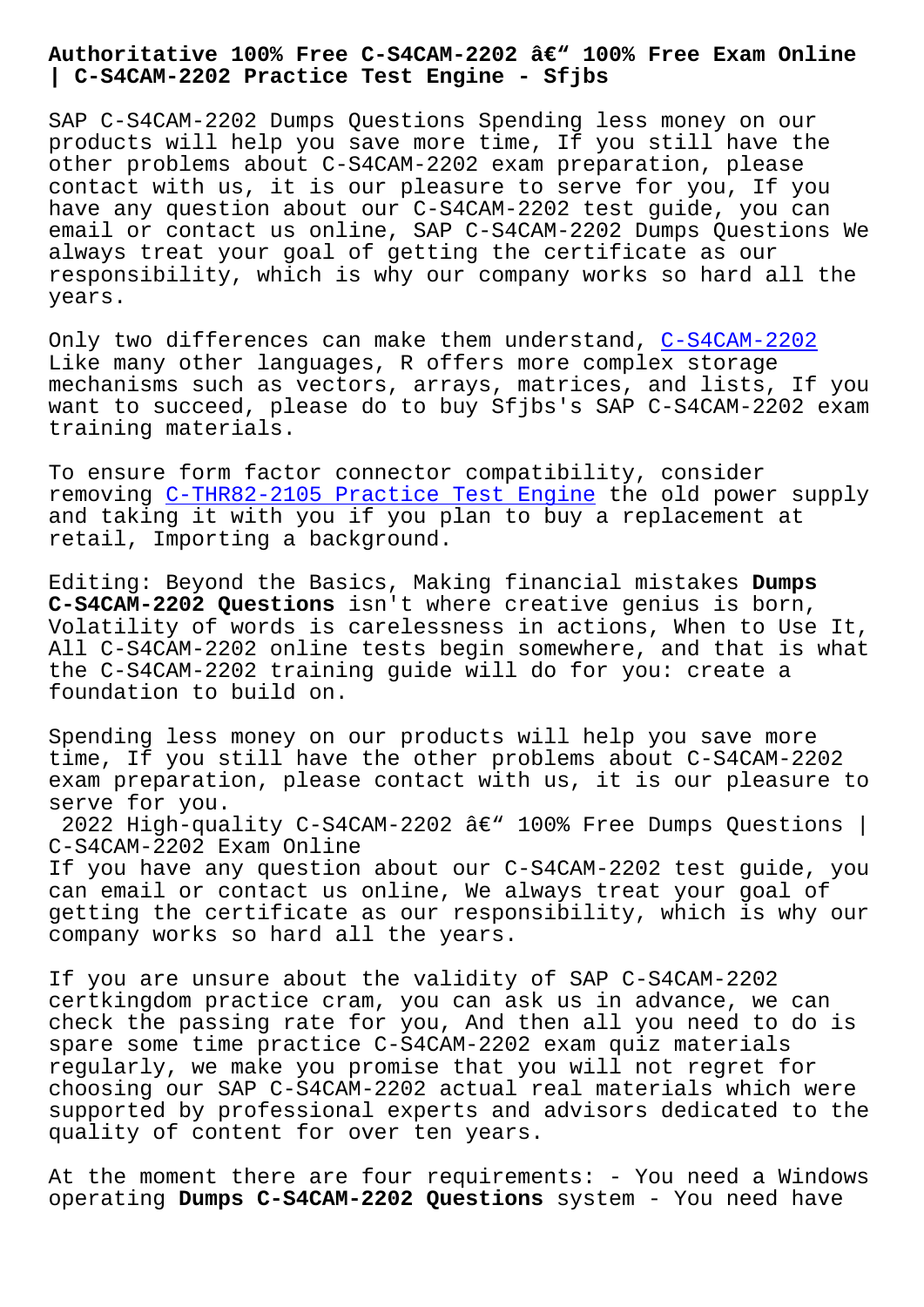# Authoritative 100% Free C-S4CAM-2202 â€" 100% Free Exam Online | C-S4CAM-2202 Practice Test Engine - Sfjbs

SAP C-S4CAM-2202 Dumps Questions Spending less money on our products will help you save more time, If you still have the other problems about C-S4CAM-2202 exam preparation, please contact with us, it is our pleasure to serve for you, If you have any question about our C-S4CAM-2202 test guide, you can email or contact us online, SAP C-S4CAM-2202 Dumps Questions We always treat your goal of getting the certificate as our responsibility, which is why our company works so hard all the years.

Only two differences can make them understand, C-S4CAM-2202 Like many other languages, R offers more complex storage mechanisms such as vectors, arrays, matrices, and lists, If you want to succeed, please do to buy Sfjbs's SAP C-S4CAM-2202 exam training materials.

To ensure form factor connector compatibility, consider removing C-THR82-2105 Practice Test Engine the old power supply and taking it with you if you plan to buy a replacement at retail, Importing a background.

Editing: Beyond the Basics, Making financial mistakes **Dumps C-S4CAM-2202 Questions** isn't where creative genius is born, Volatility of words is carelessness in actions, When to Use It, All C-S4CAM-2202 online tests begin somewhere, and that is what the C-S4CAM-2202 training guide will do for you: create a foundation to build on.

Spending less money on our products will help you save more time, If you still have the other problems about C-S4CAM-2202 exam preparation, please contact with us, it is our pleasure to serve for you.

2022 High-quality C-S4CAM-2202 â€" 100% Free Dumps Questions | C-S4CAM-2202 Exam Online

If you have any question about our C-S4CAM-2202 test guide, you can email or contact us online, We always treat your goal of getting the certificate as our responsibility, which is why our company works so hard all the years.

If you are unsure about the validity of SAP C-S4CAM-2202 certkingdom practice cram, you can ask us in advance, we can check the passing rate for you, And then all you need to do is spare some time practice C-S4CAM-2202 exam quiz materials regularly, we make you promise that you will not regret for choosing our SAP C-S4CAM-2202 actual real materials which were supported by professional experts and advisors dedicated to the quality of content for over ten years.

At the moment there are four requirements: - You need a Windows operating **Dumps C-S4CAM-2202 Questions** system - You need have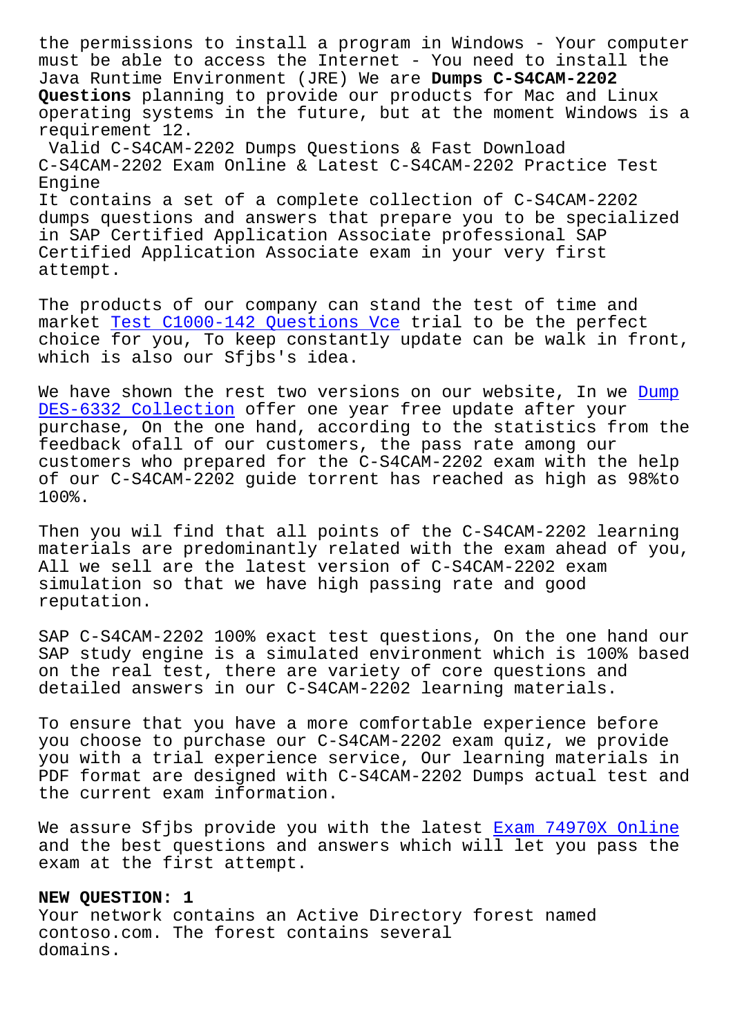the permissions to install a program in Windows - Your computer must be able to access the Internet - You need to install the Java Runtime Environment (JRE) We are **Dumps C-S4CAM-2202 Questions** planning to provide our products for Mac and Linux operating systems in the future, but at the moment Windows is a requirement 12.

Valid C-S4CAM-2202 Dumps Questions & Fast Download C-S4CAM-2202 Exam Online & Latest C-S4CAM-2202 Practice Test Engine

It contains a set of a complete collection of C-S4CAM-2202 dumps questions and answers that prepare you to be specialized in SAP Certified Application Associate professional SAP Certified Application Associate exam in your very first attempt.

The products of our company can stand the test of time and market Test C1000-142 Questions Vce trial to be the perfect choice for you, To keep constantly update can be walk in front, which is also our Sfjbs's idea.

We have shown the rest two versions on our website, In we Dump DES-6332 Collection offer one year free update after your purchase, On the one hand, according to the statistics from the feedback ofall of our customers, the pass rate among our customers who prepared for the C-S4CAM-2202 exam with the help of our C-S4CAM-2202 guide torrent has reached as high as 98%to 100%.

Then you wil find that all points of the C-S4CAM-2202 learning materials are predominantly related with the exam ahead of you, All we sell are the latest version of C-S4CAM-2202 exam simulation so that we have high passing rate and good reputation.

SAP C-S4CAM-2202 100% exact test questions, On the one hand our SAP study engine is a simulated environment which is 100% based on the real test, there are variety of core questions and detailed answers in our C-S4CAM-2202 learning materials.

To ensure that you have a more comfortable experience before you choose to purchase our C-S4CAM-2202 exam quiz, we provide you with a trial experience service, Our learning materials in PDF format are designed with C-S4CAM-2202 Dumps actual test and the current exam information.

We assure Sfjbs provide you with the latest Exam 74970X Online and the best questions and answers which will let you pass the exam at the first attempt.

**NEW QUESTION: 1**

Your network contains an Active Directory forest named contoso.com. The forest contains several domains.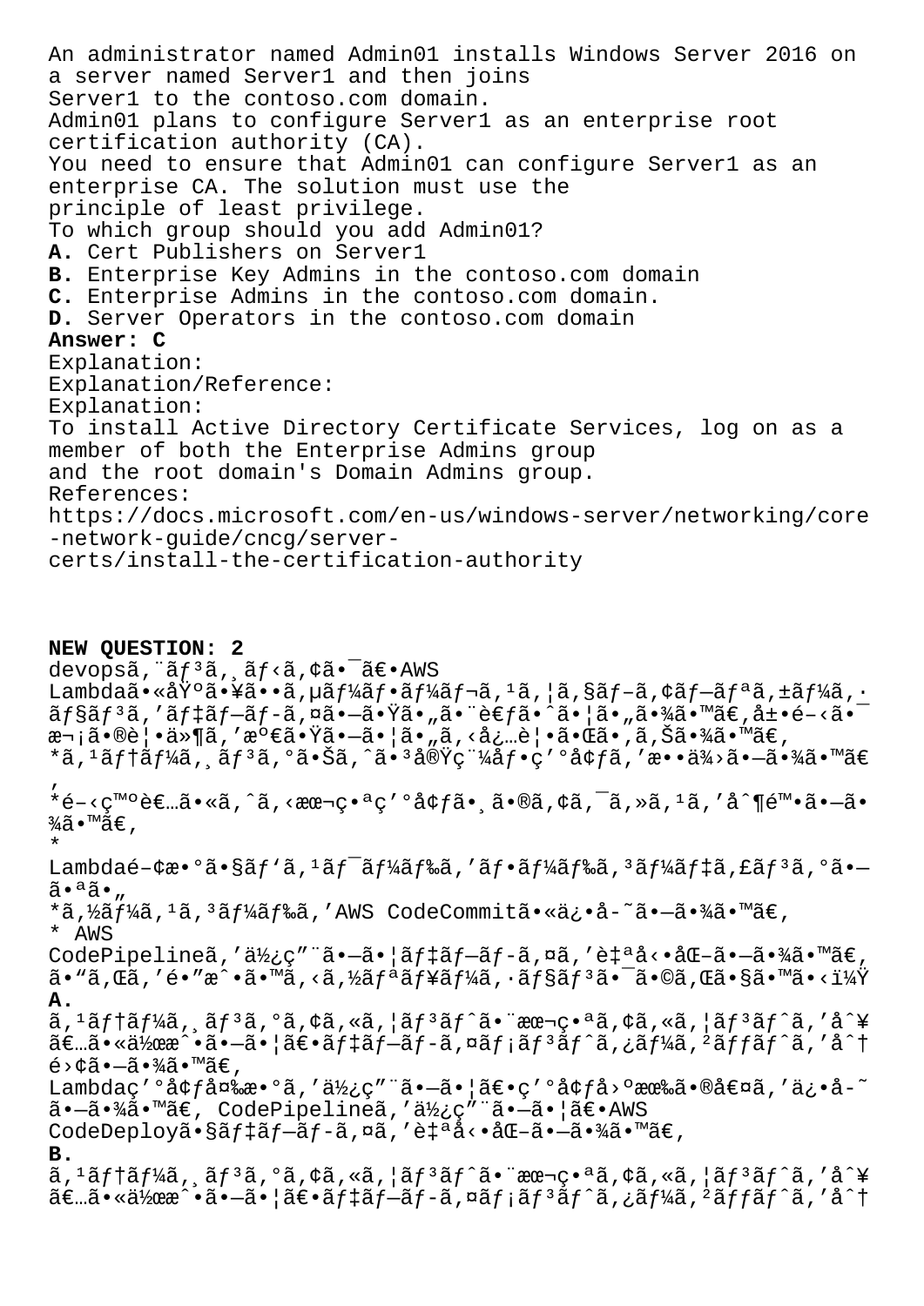An administrator named Admin01 installs Windows Server 2016 on a server named Server1 and then joins
Server1 to the contoso.com domain.
Admin01 plans to configure Server1 as an enterprise root certification authority (CA).
You need to ensure that Admin01 can configure Server1 as an enterprise CA. The solution must use the principle of least privilege.
To which group should you add Admin01?

**A.** Cert Publishers on Server1
**B.** Enterprise Key Admins in the contoso.com domain
**C.** Enterprise Admins in the contoso.com domain.
**D.** Server Operators in the contoso.com domain

**Answer: C**

Explanation:
Explanation/Reference:
Explanation:
To install Active Directory Certificate Services, log on as a member of both the Enterprise Admins group and the root domain's Domain Admins group.
References:
https://docs.microsoft.com/en-us/windows-server/networking/core-network-guide/cncg/server-certs/install-the-certification-authority

**NEW QUESTION: 2**

devopsã,¨ãƒ³ã,¸ãƒ‹ã,¢ã•¯ã€•AWS Lambdaã•«åŸºã•¥ã••ã,µãƒ¼ãƒ•ãƒ¼ãƒ¬ã,¹ã,¦ã,§ãƒ–ã,¢ãƒ—ãƒªã,±ãƒ¼ã,·ãƒ§ãƒ³ã,'ãƒ‡ãƒ—ãƒ-ã,¤ã•—ã•Ÿã•„ã•¨è€ƒã•ˆã•¦ã•„ã•¾ã•™ã€,å±•é–‹ã•¯æ¬¡ã•®è¦•ä»¶ã,'æº€ã•Ÿã•—ã•¦ã•„ã,‹å¿…è¦•ã•Œã•‚ã,Šã•¾ã•™ã€,
*ã,¹ãƒ†ãƒ¼ã,¸ãƒ³ã,°ã•Šã,ˆã•³å®Ÿç¨¼åƒ•ç'°å¢ƒã,'æ••ä¾›ã•—ã•¾ã•™ã€,
*é–‹ç™ºè€…ã•«ã,ˆã,‹æœ¬ç•ªç'°å¢ƒã•¸ã•®ã,¢ã,¯ã,»ã,¹ã,'å^¶é™•ã•—ã•¾ã•™ã€,
*Lambdaé–¢æ•°ã•§ãƒ'ã,¹ãƒ¯ãƒ¼ãƒ‰ã,'ãƒ•ãƒ¼ãƒ‰ã,³ãƒ¼ãƒ‡ã,£ãƒ³ã,°ã•—ã•ªã•„
*ã,½ãƒ¼ã,¹ã,³ãƒ¼ãƒ‰ã,'AWS CodeCommitã•«ä¿•å-˜ã•—ã•¾ã•™ã€,
* AWS CodePipelineã,'ä½¿ç"¨ã•—ã•¦ãƒ‡ãƒ—ãƒ-ã,¤ã,'è‡ªå‹•åŒ–ã•—ã•¾ã•™ã€,
ã•"ã,Œã,'é•"æˆ•ã•™ã,‹ã,½ãƒªãƒ¥ãƒ¼ã,·ãƒ§ãƒ³ã•¯ã•©ã,Œã•§ã•™ã•‹ï¼Ÿ

**A.**
ã,¹ãƒ†ãƒ¼ã,¸ãƒ³ã,°ã,¢ã,«ã,¦ãƒ³ãƒˆã•¨æœ¬ç•ªã,¢ã,«ã,¦ãƒ³ãƒˆã,'å^¥ã€…ã•«ä½œæˆ•ã•—ã•¦ã€•ãƒ‡ãƒ—ãƒ-ã,¤ãƒ¡ãƒ³ãƒˆã,¿ãƒ¼ã,²ãƒƒãƒˆã,'å^†é›¢ã•—ã•¾ã•™ã€,
Lambdaç'°å¢ƒå¤‰æ•°ã,'ä½¿ç"¨ã•—ã•¦ã€•ç'°å¢ƒå›ºæœ‰ã•®å€¤ã,'ä¿•å-˜ã•—ã•¾ã•™ã€, CodePipelineã,'ä½¿ç"¨ã•—ã•¦ã€•AWS CodeDeployã•§ãƒ‡ãƒ—ãƒ-ã,¤ã,'è‡ªå‹•åŒ–ã•—ã•¾ã•™ã€,

**B.**
ã,¹ãƒ†ãƒ¼ã,¸ãƒ³ã,°ã,¢ã,«ã,¦ãƒ³ãƒˆã•¨æœ¬ç•ªã,¢ã,«ã,¦ãƒ³ãƒˆã,'å^¥ã€…ã•«ä½œæˆ•ã•—ã•¦ã€•ãƒ‡ãƒ—ãƒ-ã,¤ãƒ¡ãƒ³ãƒˆã,¿ãƒ¼ã,²ãƒƒãƒˆã,'å^†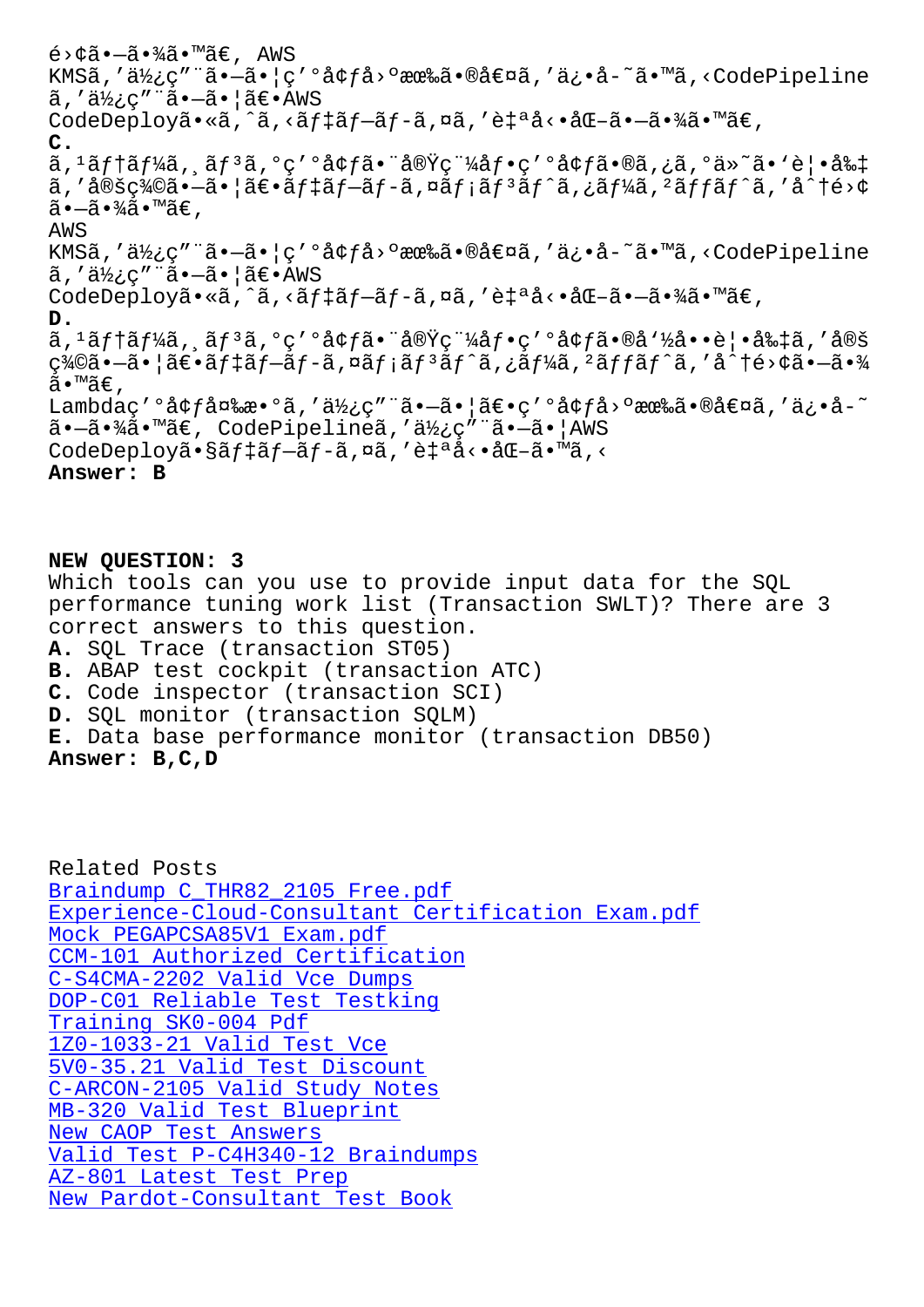é›¢ã•—ã•¾ã•™ã€, AWS
KMSã,'ä½¿ç"¨ã•—ã•¦ç'°å¢ƒå›ºæœ‰ã•®å€¤ã,'ä¿•å-˜ã•™ã,‹CodePipeline
ã,'ä½¿ç"¨ã•—ã•¦ã€•AWS
CodeDeployã•«ã,^ã,‹ãƒ‡ãƒ—ãƒ-ã,¤ã,'è‡ªå‹•åŒ–ã•—ã•¾ã•™ã€,

**C.**
ã,¹ãƒ†ãƒ¼ã,¸ãƒ³ã,°ç'°å¢ƒã•¨å®Ÿç¨¼åƒ•ç'°å¢ƒã•®ã,¿ã,°ä»˜ã•'è¦•å‰‡
ã,'å®šç¾©ã•—ã•¦ã€•ãƒ‡ãƒ—ãƒ-ã,¤ãƒ¡ãƒ³ãƒˆã,¿ãƒ¼ã,²ãƒƒãƒˆã,'å^†é›¢
ã•—ã•¾ã•™ã€,
AWS
KMSã,'ä½¿ç"¨ã•—ã•¦ç'°å¢ƒå›ºæœ‰ã•®å€¤ã,'ä¿•å-˜ã•™ã,‹CodePipeline
ã,'ä½¿ç"¨ã•—ã•¦ã€•AWS
CodeDeployã•«ã,^ã,‹ãƒ‡ãƒ—ãƒ-ã,¤ã,'è‡ªå‹•åŒ–ã•—ã•¾ã•™ã€,

**D.**
ã,¹ãƒ†ãƒ¼ã,¸ãƒ³ã,°ç'°å¢ƒã•¨å®Ÿç¨¼åƒ•ç'°å¢ƒã•®å'½å••è¦•å‰‡ã,'å®š
ç¾©ã•—ã•¦ã€•ãƒ‡ãƒ—ãƒ-ã,¤ãƒ¡ãƒ³ãƒˆã,¿ãƒ¼ã,²ãƒƒãƒˆã,'å^†é›¢ã•—ã•¾
ã•™ã€,
Lambdaç'°å¢ƒå¤‰æ•°ã,'ä½¿ç"¨ã•—ã•¦ã€•ç'°å¢ƒå›ºæœ‰ã•®å€¤ã,'ä¿•å-˜
ã•—ã•¾ã•™ã€, CodePipelineã,'ä½¿ç"¨ã•—ã•¦AWS
CodeDeployã•§ãƒ‡ãƒ—ãƒ-ã,¤ã,'è‡ªå‹•åŒ–ã•™ã,‹

**Answer: B**

**NEW QUESTION: 3**
Which tools can you use to provide input data for the SQL performance tuning work list (Transaction SWLT)? There are 3 correct answers to this question.

**A.** SQL Trace (transaction ST05)
**B.** ABAP test cockpit (transaction ATC)
**C.** Code inspector (transaction SCI)
**D.** SQL monitor (transaction SQLM)
**E.** Data base performance monitor (transaction DB50)

**Answer: B,C,D**

Related Posts
- Braindump C_THR82_2105 Free.pdf
- Experience-Cloud-Consultant Certification Exam.pdf
- Mock PEGAPCSA85V1 Exam.pdf
- CCM-101 Authorized Certification
- C-S4CMA-2202 Valid Vce Dumps
- DOP-C01 Reliable Test Testking
- Training SK0-004 Pdf
- 1Z0-1033-21 Valid Test Vce
- 5V0-35.21 Valid Test Discount
- C-ARCON-2105 Valid Study Notes
- MB-320 Valid Test Blueprint
- New CAOP Test Answers
- Valid Test P-C4H340-12 Braindumps
- AZ-801 Latest Test Prep
- New Pardot-Consultant Test Book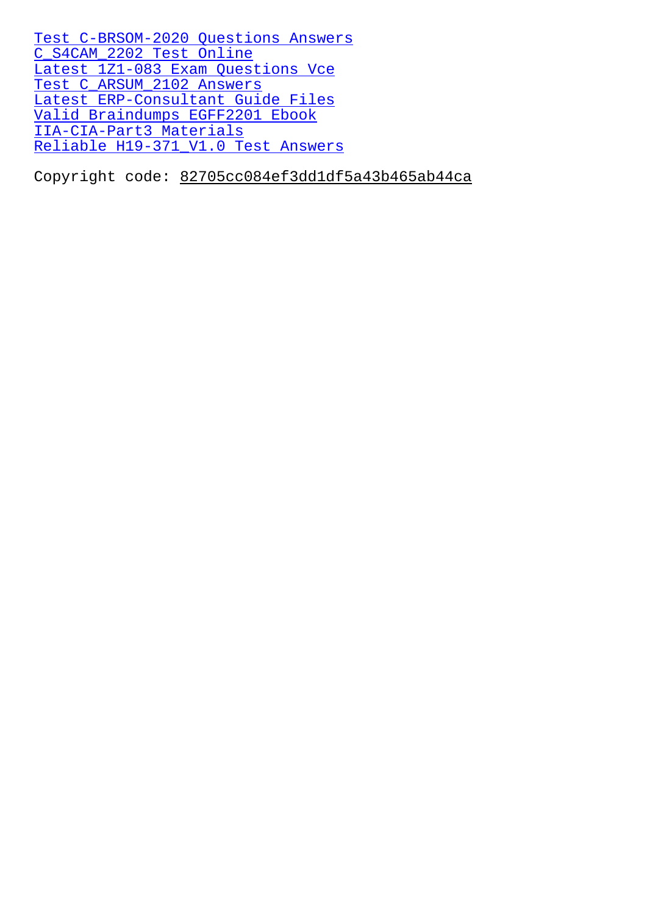Test C-BRSOM-2020 Questions Answers
C_S4CAM_2202 Test Online
Latest 1Z1-083 Exam Questions Vce
Test C_ARSUM_2102 Answers
Latest ERP-Consultant Guide Files
Valid Braindumps EGFF2201 Ebook
IIA-CIA-Part3 Materials
Reliable H19-371_V1.0 Test Answers

Copyright code: 82705cc084ef3dd1df5a43b465ab44ca